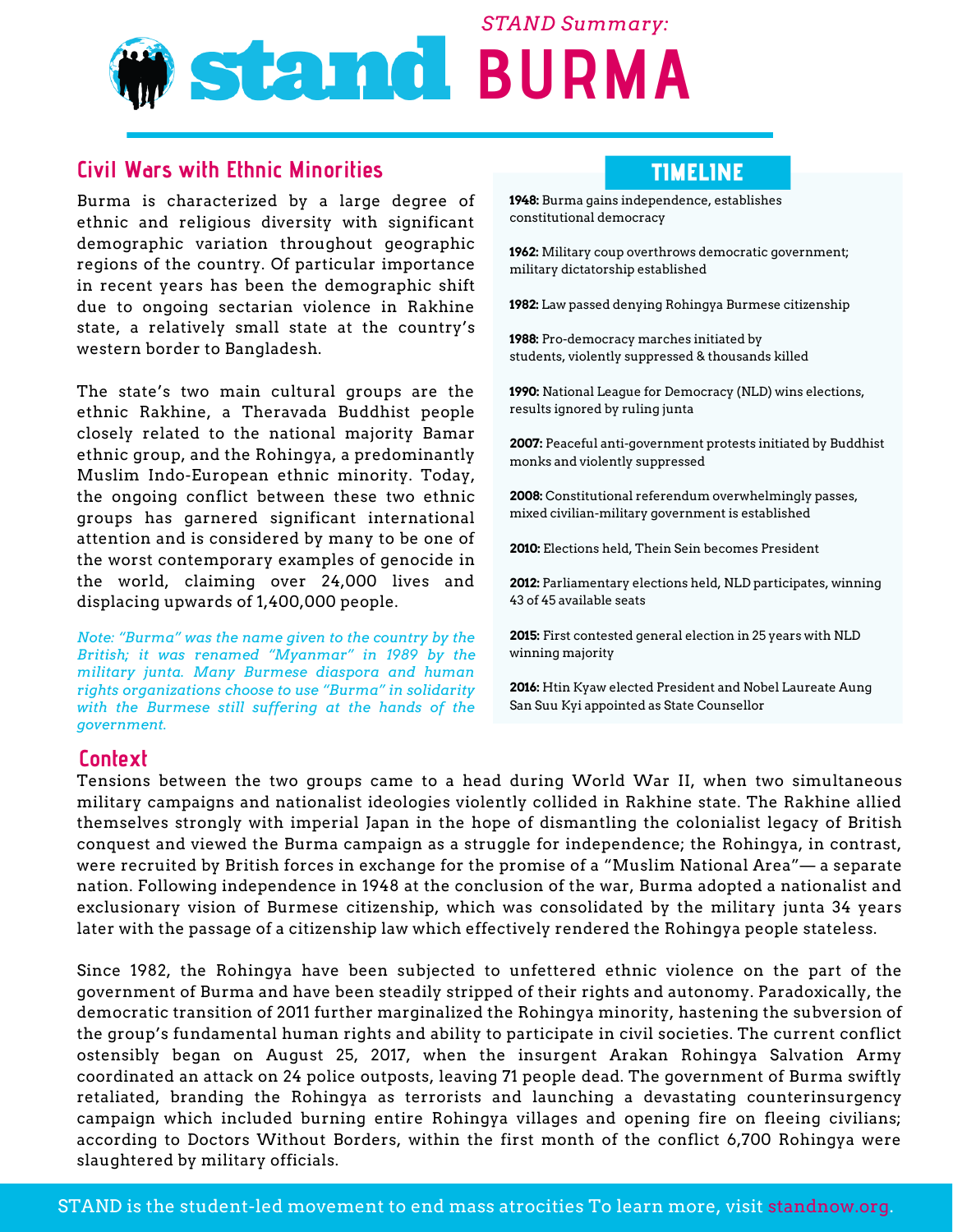*STAND Summary:*

# BURMA

## Civil Wars with Ethnic Minorities

Burma is characterized by a large degree of ethnic and religious diversity with significant demographic variation throughout geographic regions of the country. Of particular importance in recent years has been the demographic shift due to ongoing sectarian violence in Rakhine state, a relatively small state at the country's western border to Bangladesh.

The state's two main cultural groups are the ethnic Rakhine, a Theravada Buddhist people closely related to the national majority Bamar ethnic group, and the Rohingya, a predominantly Muslim Indo-European ethnic minority. Today, the ongoing conflict between these two ethnic groups has garnered significant international attention and is considered by many to be one of the worst contemporary examples of genocide in the world, claiming over 24,000 lives and displacing upwards of 1,400,000 people.

*Note: "Burma" was the name given to the country by the British; it was renamed "Myanmar" in 1989 by the military junta. Many Burmese diaspora and human rights organizations choose to use "Burma" in solidarity with the Burmese still suffering at the hands of the government.*

## TIMELINE

**1948:** Burma gains independence, establishes constitutional democracy

**1962:** Military coup overthrows democratic government; military dictatorship established

**1982:** Law passed denying Rohingya Burmese citizenship

**1988:** Pro-democracy marches initiated by students, violently suppressed & thousands killed

**1990:** National League for Democracy (NLD) wins elections, results ignored by ruling junta

**2007:** Peaceful anti-government protests initiated by Buddhist monks and violently suppressed

**2008:** Constitutional referendum overwhelmingly passes, mixed civilian-military government is established

**2010:** Elections held, Thein Sein becomes President

**2012:** Parliamentary elections held, NLD participates, winning 43 of 45 available seats

**2015:** First contested general election in 25 years with NLD winning majority

**2016:** Htin Kyaw elected President and Nobel Laureate Aung San Suu Kyi appointed as State Counsellor

## Context

Tensions between the two groups came to a head during World War II, when two simultaneous military campaigns and nationalist ideologies violently collided in Rakhine state. The Rakhine allied themselves strongly with imperial Japan in the hope of dismantling the colonialist legacy of British conquest and viewed the Burma campaign as a struggle for independence; the Rohingya, in contrast, were recruited by British forces in exchange for the promise of a "Muslim National Area"— a separate nation. Following independence in 1948 at the conclusion of the war, Burma adopted a nationalist and exclusionary vision of Burmese citizenship, which was consolidated by the military junta 34 years later with the passage of a citizenship law which effectively rendered the Rohingya people stateless.

Since 1982, the Rohingya have been subjected to unfettered ethnic violence on the part of the government of Burma and have been steadily stripped of their rights and autonomy. Paradoxically, the democratic transition of 2011 further marginalized the Rohingya minority, hastening the subversion of the group's fundamental human rights and ability to participate in civil societies. The current conflict ostensibly began on August 25, 2017, when the insurgent Arakan Rohingya Salvation Army coordinated an attack on 24 police outposts, leaving 71 people dead. The government of Burma swiftly retaliated, branding the Rohingya as terrorists and launching a devastating counterinsurgency campaign which included burning entire Rohingya villages and opening fire on fleeing civilians; according to Doctors Without Borders, within the first month of the conflict 6,700 Rohingya were slaughtered by military officials.

STAND is the student-led movement to end mass atrocities To learn more, visit standnow.org.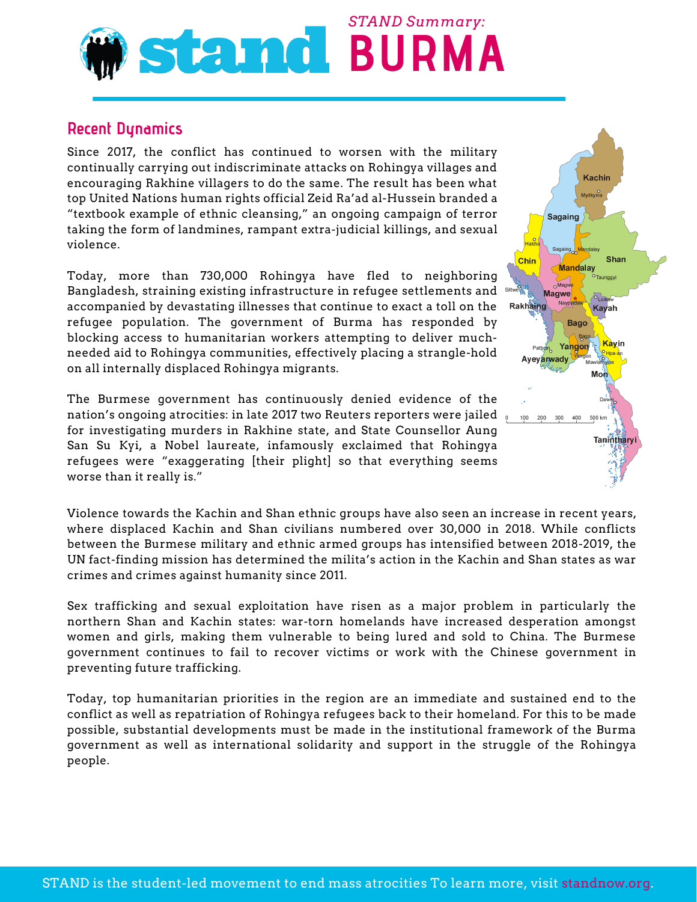# STAND Summary: BURMA

## Recent Dynamics

Since 2017, the conflict has continued to worsen with the military continually carrying out indiscriminate attacks on Rohingya villages and encouraging Rakhine villagers to do the same. The result has been what top United Nations human rights official Zeid Ra'ad al-Hussein branded a "textbook example of ethnic cleansing," an ongoing campaign of terror taking the form of landmines, rampant extra-judicial killings, and sexual violence.

Today, more than 730,000 Rohingya have fled to neighboring Bangladesh, straining existing infrastructure in refugee settlements and accompanied by devastating illnesses that continue to exact a toll on the refugee population. The government of Burma has responded by blocking access to humanitarian workers attempting to deliver much-needed aid to Rohingya communities, effectively placing a strangle-hold on all internally displaced Rohingya migrants.

The Burmese government has continuously denied evidence of the nation's ongoing atrocities: in late 2017 two Reuters reporters were jailed for investigating murders in Rakhine state, and State Counsellor Aung San Su Kyi, a Nobel laureate, infamously exclaimed that Rohingya refugees were "exaggerating [their plight] so that everything seems worse than it really is."

Kachin
Myitkyina
Sagaing
Hakha
Sagaing
Mandalay
Shan
Chin
Mandalay
Taunggyi
Sittwe
Magwe
Magwe
Loikaw
Naypyidaw
Rakhaing
Kayah
Bago
Bago
Pathein
Yangon
Kayin
Hpa-an
Ayeyarwady
Yangon
Mawlamyine
Mon
Dawei
0 100 200 300 400 500 km
Tanintharyi

Violence towards the Kachin and Shan ethnic groups have also seen an increase in recent years, where displaced Kachin and Shan civilians numbered over 30,000 in 2018. While conflicts between the Burmese military and ethnic armed groups has intensified between 2018-2019, the UN fact-finding mission has determined the milita's action in the Kachin and Shan states as war crimes and crimes against humanity since 2011.

Sex trafficking and sexual exploitation have risen as a major problem in particularly the northern Shan and Kachin states: war-torn homelands have increased desperation amongst women and girls, making them vulnerable to being lured and sold to China. The Burmese government continues to fail to recover victims or work with the Chinese government in preventing future trafficking.

Today, top humanitarian priorities in the region are an immediate and sustained end to the conflict as well as repatriation of Rohingya refugees back to their homeland. For this to be made possible, substantial developments must be made in the institutional framework of the Burma government as well as international solidarity and support in the struggle of the Rohingya people.

STAND is the student-led movement to end mass atrocities To learn more, visit standnow.org.